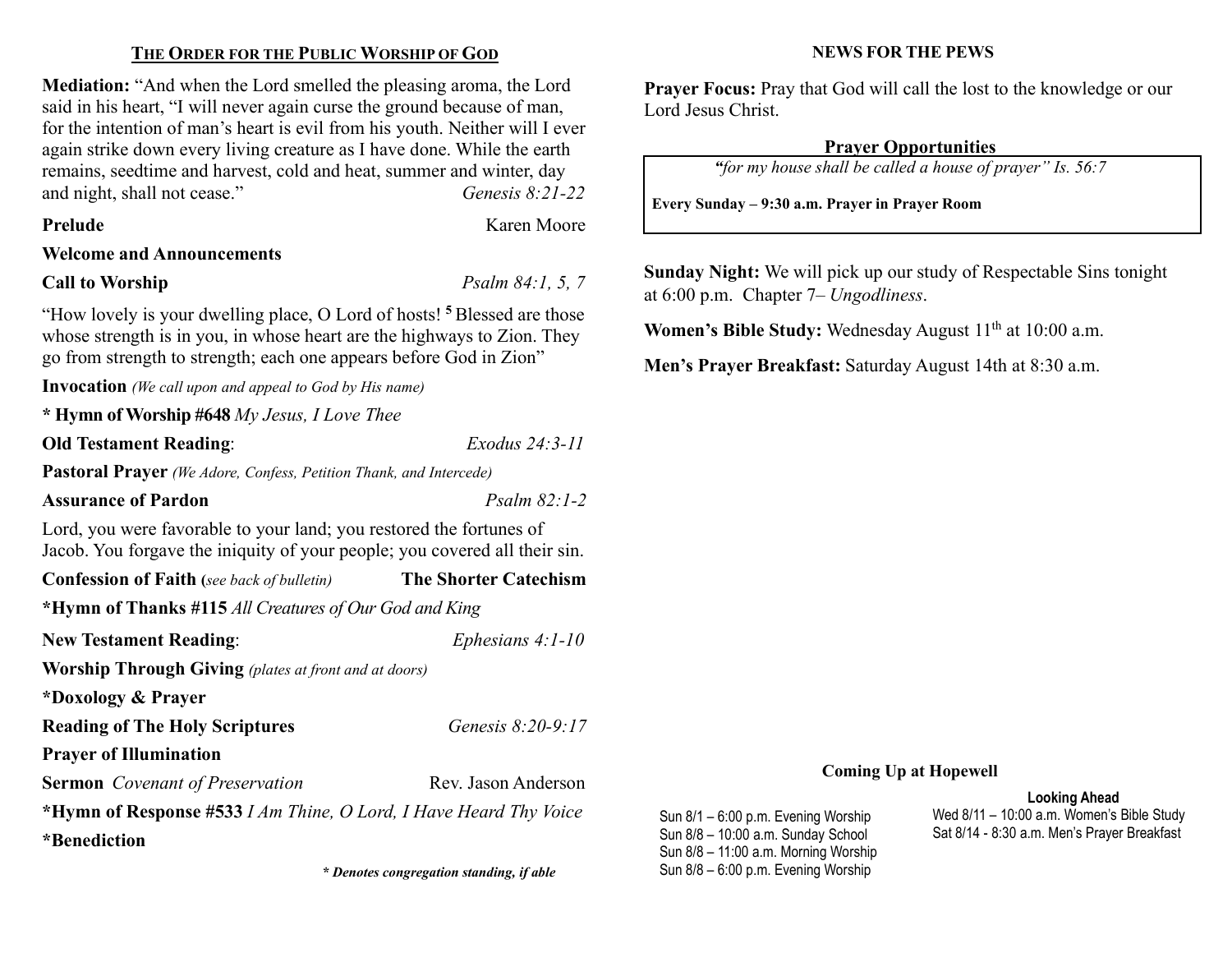## THE ORDER FOR THE PUBLIC WORSHIP OF GOD

**Mediation:** "And when the Lord smelled the pleasing aroma, the Lord said in his heart, "I will never again curse the ground because of man, for the intention of man's heart is evil from his youth. Neither will I ever again strike down every living creature as I have done. While the earth remains, seedtime and harvest, cold and heat, summer and winter, day and night, shall not cease." *Genesis 8:21-22*

**Prelude** Karen Moore

**Welcome and Announcements**

**Call to Worship** *Psalm 84:1, 5, 7*

"How lovely is your dwelling place, O Lord of hosts! [5] Blessed are those whose strength is in you, in whose heart are the highways to Zion. They go from strength to strength; each one appears before God in Zion"

**Invocation** *(We call upon and appeal to God by His name)*

**\* Hymn of Worship #648** *My Jesus, I Love Thee*

**Old Testament Reading**: *Exodus 24:3-11*

**Pastoral Prayer** *(We Adore, Confess, Petition Thank, and Intercede)*

**Assurance of Pardon** *Psalm 82:1-2*

Lord, you were favorable to your land; you restored the fortunes of Jacob. You forgave the iniquity of your people; you covered all their sin.

**Confession of Faith (***see back of bulletin***)** **The Shorter Catechism**

**\*Hymn of Thanks #115** *All Creatures of Our God and King*

**New Testament Reading**: *Ephesians 4:1-10*

**Worship Through Giving** *(plates at front and at doors)*

**\*Doxology & Prayer**

**Reading of The Holy Scriptures** *Genesis 8:20-9:17*

**Prayer of Illumination**

**Sermon** *Covenant of Preservation* Rev. Jason Anderson

**\*Hymn of Response #533** *I Am Thine, O Lord, I Have Heard Thy Voice*

**\*Benediction**

***\* Denotes congregation standing, if able***

## NEWS FOR THE PEWS

**Prayer Focus:** Pray that God will call the lost to the knowledge or our Lord Jesus Christ.

### Prayer Opportunities

*"for my house shall be called a house of prayer" Is. 56:7*

**Every Sunday – 9:30 a.m. Prayer in Prayer Room**

**Sunday Night:** We will pick up our study of Respectable Sins tonight at 6:00 p.m. Chapter 7– *Ungodliness*.

**Women's Bible Study:** Wednesday August 11th at 10:00 a.m.

**Men's Prayer Breakfast:** Saturday August 14th at 8:30 a.m.

### Coming Up at Hopewell

Sun 8/1 – 6:00 p.m. Evening Worship
Sun 8/8 – 10:00 a.m. Sunday School
Sun 8/8 – 11:00 a.m. Morning Worship
Sun 8/8 – 6:00 p.m. Evening Worship

**Looking Ahead**

Wed 8/11 – 10:00 a.m. Women's Bible Study
Sat 8/14 - 8:30 a.m. Men's Prayer Breakfast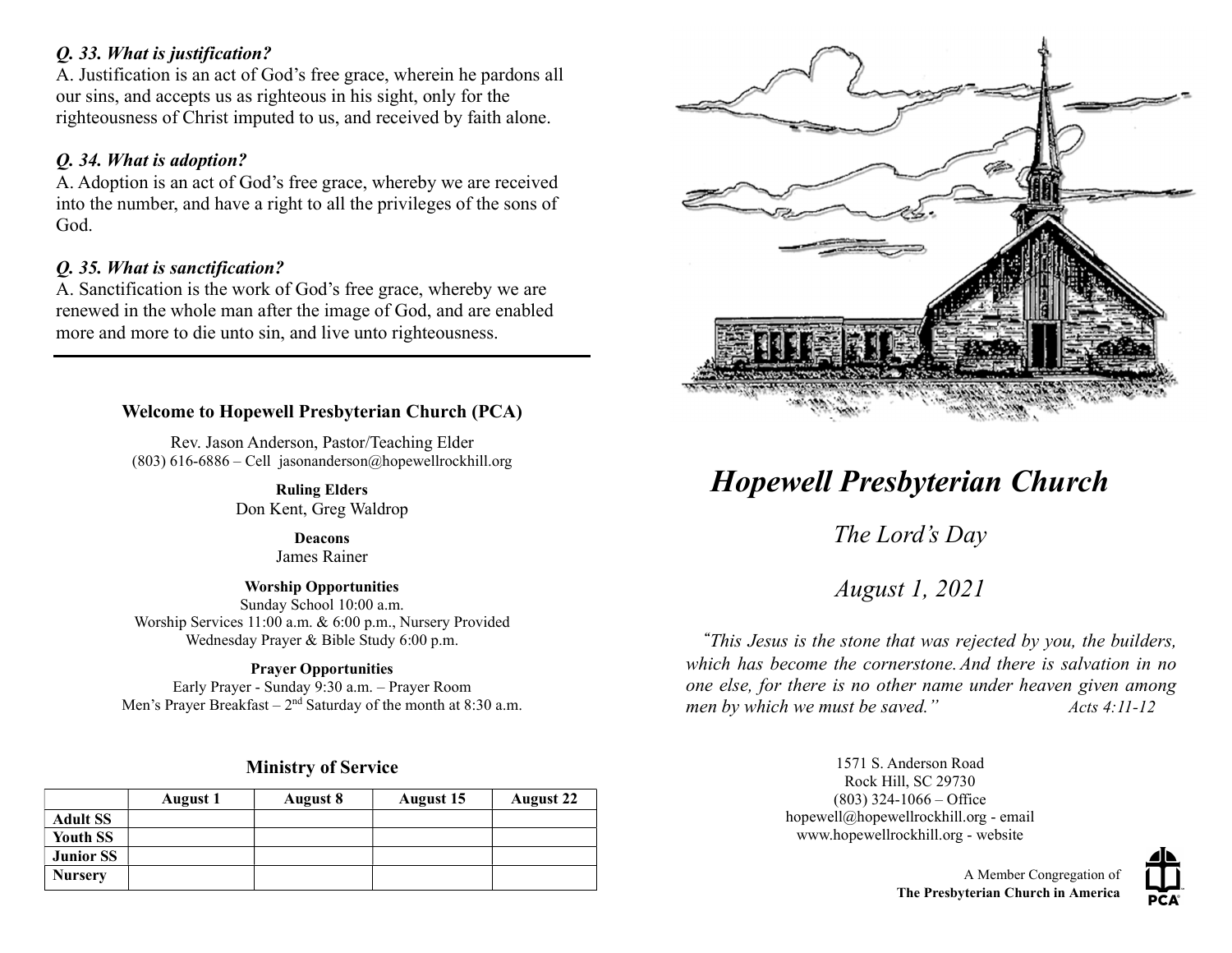***Q. 33. What is justification?***

A. Justification is an act of God's free grace, wherein he pardons all our sins, and accepts us as righteous in his sight, only for the righteousness of Christ imputed to us, and received by faith alone.

***Q. 34. What is adoption?***

A. Adoption is an act of God's free grace, whereby we are received into the number, and have a right to all the privileges of the sons of God.

***Q. 35. What is sanctification?***

A. Sanctification is the work of God's free grace, whereby we are renewed in the whole man after the image of God, and are enabled more and more to die unto sin, and live unto righteousness.

---

### Welcome to Hopewell Presbyterian Church (PCA)

Rev. Jason Anderson, Pastor/Teaching Elder
(803) 616-6886 – Cell jasonanderson@hopewellrockhill.org

**Ruling Elders**
Don Kent, Greg Waldrop

**Deacons**
James Rainer

**Worship Opportunities**
Sunday School 10:00 a.m.
Worship Services 11:00 a.m. & 6:00 p.m., Nursery Provided
Wednesday Prayer & Bible Study 6:00 p.m.

**Prayer Opportunities**
Early Prayer - Sunday 9:30 a.m. – Prayer Room
Men's Prayer Breakfast – 2nd Saturday of the month at 8:30 a.m.

### Ministry of Service

| | August 1 | August 8 | August 15 | August 22 |
|---|---|---|---|---|
| **Adult SS** | | | | |
| **Youth SS** | | | | |
| **Junior SS** | | | | |
| **Nursery** | | | | |

# *Hopewell Presbyterian Church*

*The Lord's Day*

*August 1, 2021*

*"This Jesus is the stone that was rejected by you, the builders, which has become the cornerstone. And there is salvation in no one else, for there is no other name under heaven given among men by which we must be saved."* *Acts 4:11-12*

1571 S. Anderson Road
Rock Hill, SC 29730
(803) 324-1066 – Office
hopewell@hopewellrockhill.org - email
www.hopewellrockhill.org - website

A Member Congregation of
**The Presbyterian Church in America**